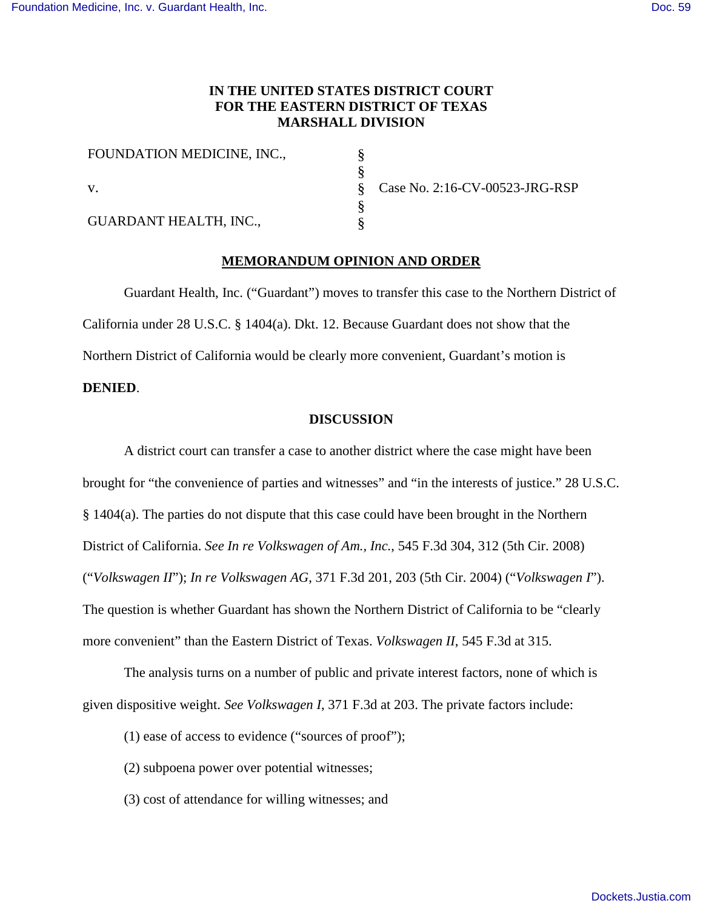**IN THE UNITED STATES DISTRICT COURT**
**FOR THE EASTERN DISTRICT OF TEXAS**
**MARSHALL DIVISION**

| | | |
|---|---|---|
| FOUNDATION MEDICINE, INC., | § | |
| | § | |
| v. | § | Case No. 2:16-CV-00523-JRG-RSP |
| | § | |
| GUARDANT HEALTH, INC., | § | |

**MEMORANDUM OPINION AND ORDER**

Guardant Health, Inc. ("Guardant") moves to transfer this case to the Northern District of California under 28 U.S.C. § 1404(a). Dkt. 12. Because Guardant does not show that the Northern District of California would be clearly more convenient, Guardant's motion is **DENIED**.

**DISCUSSION**

A district court can transfer a case to another district where the case might have been brought for "the convenience of parties and witnesses" and "in the interests of justice." 28 U.S.C. § 1404(a). The parties do not dispute that this case could have been brought in the Northern District of California. *See In re Volkswagen of Am., Inc.*, 545 F.3d 304, 312 (5th Cir. 2008) ("*Volkswagen II*"); *In re Volkswagen AG*, 371 F.3d 201, 203 (5th Cir. 2004) ("*Volkswagen I*"). The question is whether Guardant has shown the Northern District of California to be "clearly more convenient" than the Eastern District of Texas. *Volkswagen II*, 545 F.3d at 315.

The analysis turns on a number of public and private interest factors, none of which is given dispositive weight. *See Volkswagen I*, 371 F.3d at 203. The private factors include:

(1) ease of access to evidence ("sources of proof");

(2) subpoena power over potential witnesses;

(3) cost of attendance for willing witnesses; and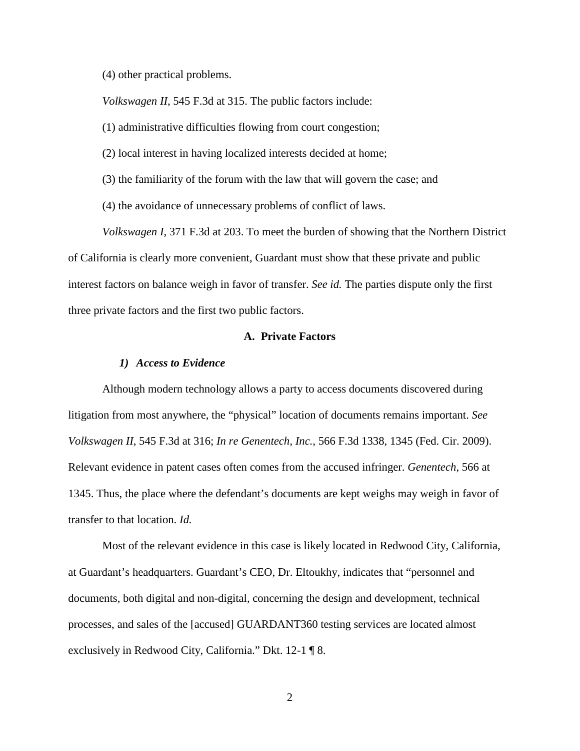(4) other practical problems.

*Volkswagen II*, 545 F.3d at 315. The public factors include:

(1) administrative difficulties flowing from court congestion;

(2) local interest in having localized interests decided at home;

(3) the familiarity of the forum with the law that will govern the case; and

(4) the avoidance of unnecessary problems of conflict of laws.

*Volkswagen I*, 371 F.3d at 203. To meet the burden of showing that the Northern District of California is clearly more convenient, Guardant must show that these private and public interest factors on balance weigh in favor of transfer. *See id.* The parties dispute only the first three private factors and the first two public factors.

### A. Private Factors

#### *1) Access to Evidence*

Although modern technology allows a party to access documents discovered during litigation from most anywhere, the "physical" location of documents remains important. *See Volkswagen II*, 545 F.3d at 316; *In re Genentech, Inc.*, 566 F.3d 1338, 1345 (Fed. Cir. 2009). Relevant evidence in patent cases often comes from the accused infringer. *Genentech*, 566 at 1345. Thus, the place where the defendant's documents are kept weighs may weigh in favor of transfer to that location. *Id.*

Most of the relevant evidence in this case is likely located in Redwood City, California, at Guardant's headquarters. Guardant's CEO, Dr. Eltoukhy, indicates that "personnel and documents, both digital and non-digital, concerning the design and development, technical processes, and sales of the [accused] GUARDANT360 testing services are located almost exclusively in Redwood City, California." Dkt. 12-1 ¶ 8.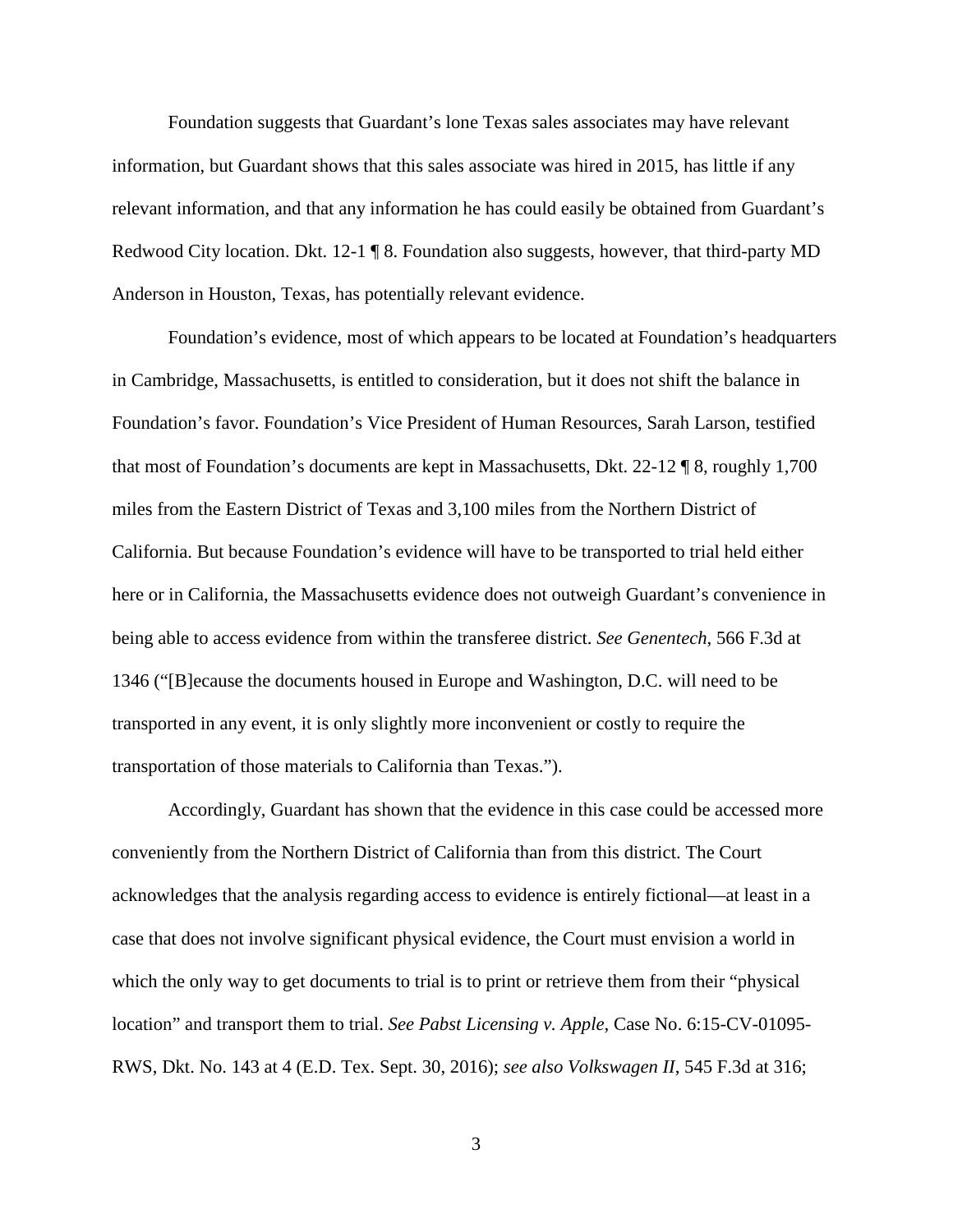Foundation suggests that Guardant's lone Texas sales associates may have relevant information, but Guardant shows that this sales associate was hired in 2015, has little if any relevant information, and that any information he has could easily be obtained from Guardant's Redwood City location. Dkt. 12-1 ¶ 8. Foundation also suggests, however, that third-party MD Anderson in Houston, Texas, has potentially relevant evidence.

Foundation's evidence, most of which appears to be located at Foundation's headquarters in Cambridge, Massachusetts, is entitled to consideration, but it does not shift the balance in Foundation's favor. Foundation's Vice President of Human Resources, Sarah Larson, testified that most of Foundation's documents are kept in Massachusetts, Dkt. 22-12 ¶ 8, roughly 1,700 miles from the Eastern District of Texas and 3,100 miles from the Northern District of California. But because Foundation's evidence will have to be transported to trial held either here or in California, the Massachusetts evidence does not outweigh Guardant's convenience in being able to access evidence from within the transferee district. *See Genentech*, 566 F.3d at 1346 ("[B]ecause the documents housed in Europe and Washington, D.C. will need to be transported in any event, it is only slightly more inconvenient or costly to require the transportation of those materials to California than Texas.").

Accordingly, Guardant has shown that the evidence in this case could be accessed more conveniently from the Northern District of California than from this district. The Court acknowledges that the analysis regarding access to evidence is entirely fictional—at least in a case that does not involve significant physical evidence, the Court must envision a world in which the only way to get documents to trial is to print or retrieve them from their "physical location" and transport them to trial. *See Pabst Licensing v. Apple*, Case No. 6:15-CV-01095-RWS, Dkt. No. 143 at 4 (E.D. Tex. Sept. 30, 2016); *see also Volkswagen II*, 545 F.3d at 316;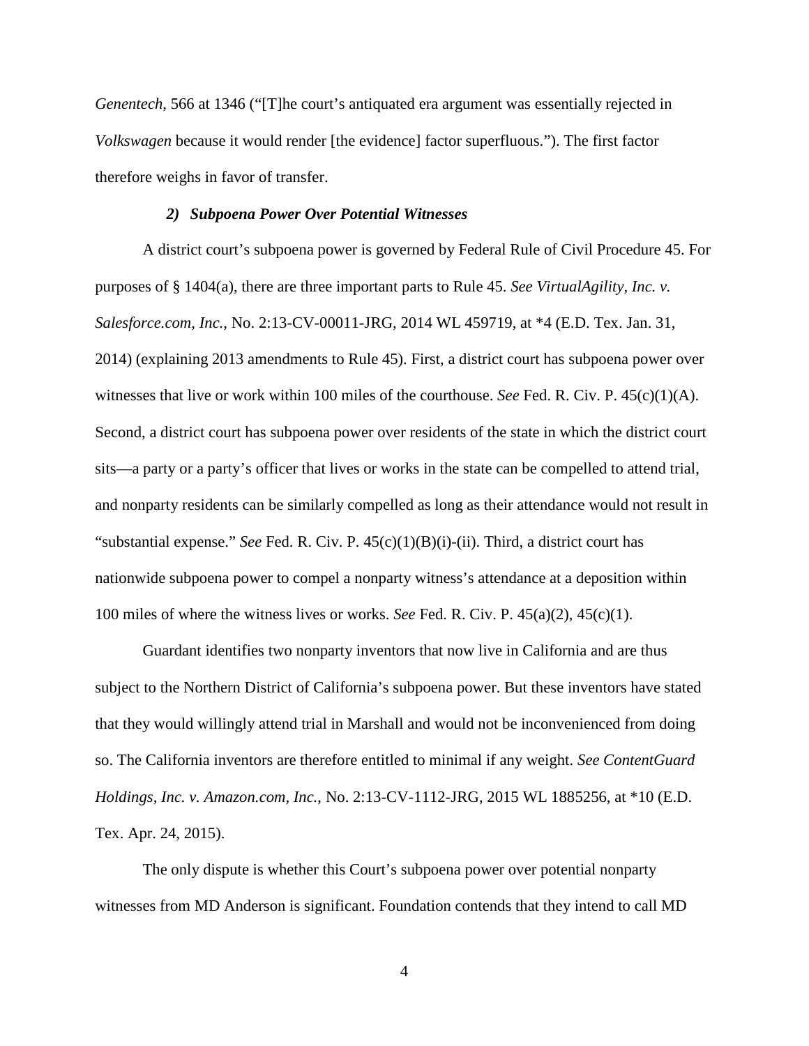*Genentech*, 566 at 1346 ("[T]he court's antiquated era argument was essentially rejected in *Volkswagen* because it would render [the evidence] factor superfluous."). The first factor therefore weighs in favor of transfer.

### *2) Subpoena Power Over Potential Witnesses*

A district court's subpoena power is governed by Federal Rule of Civil Procedure 45. For purposes of § 1404(a), there are three important parts to Rule 45. *See VirtualAgility, Inc. v. Salesforce.com, Inc.*, No. 2:13-CV-00011-JRG, 2014 WL 459719, at *4 (E.D. Tex. Jan. 31, 2014) (explaining 2013 amendments to Rule 45). First, a district court has subpoena power over witnesses that live or work within 100 miles of the courthouse. *See* Fed. R. Civ. P. 45(c)(1)(A). Second, a district court has subpoena power over residents of the state in which the district court sits—a party or a party's officer that lives or works in the state can be compelled to attend trial, and nonparty residents can be similarly compelled as long as their attendance would not result in "substantial expense." *See* Fed. R. Civ. P. 45(c)(1)(B)(i)-(ii). Third, a district court has nationwide subpoena power to compel a nonparty witness's attendance at a deposition within 100 miles of where the witness lives or works. *See* Fed. R. Civ. P. 45(a)(2), 45(c)(1).

Guardant identifies two nonparty inventors that now live in California and are thus subject to the Northern District of California's subpoena power. But these inventors have stated that they would willingly attend trial in Marshall and would not be inconvenienced from doing so. The California inventors are therefore entitled to minimal if any weight. *See ContentGuard Holdings, Inc. v. Amazon.com, Inc.*, No. 2:13-CV-1112-JRG, 2015 WL 1885256, at *10 (E.D. Tex. Apr. 24, 2015).

The only dispute is whether this Court's subpoena power over potential nonparty witnesses from MD Anderson is significant. Foundation contends that they intend to call MD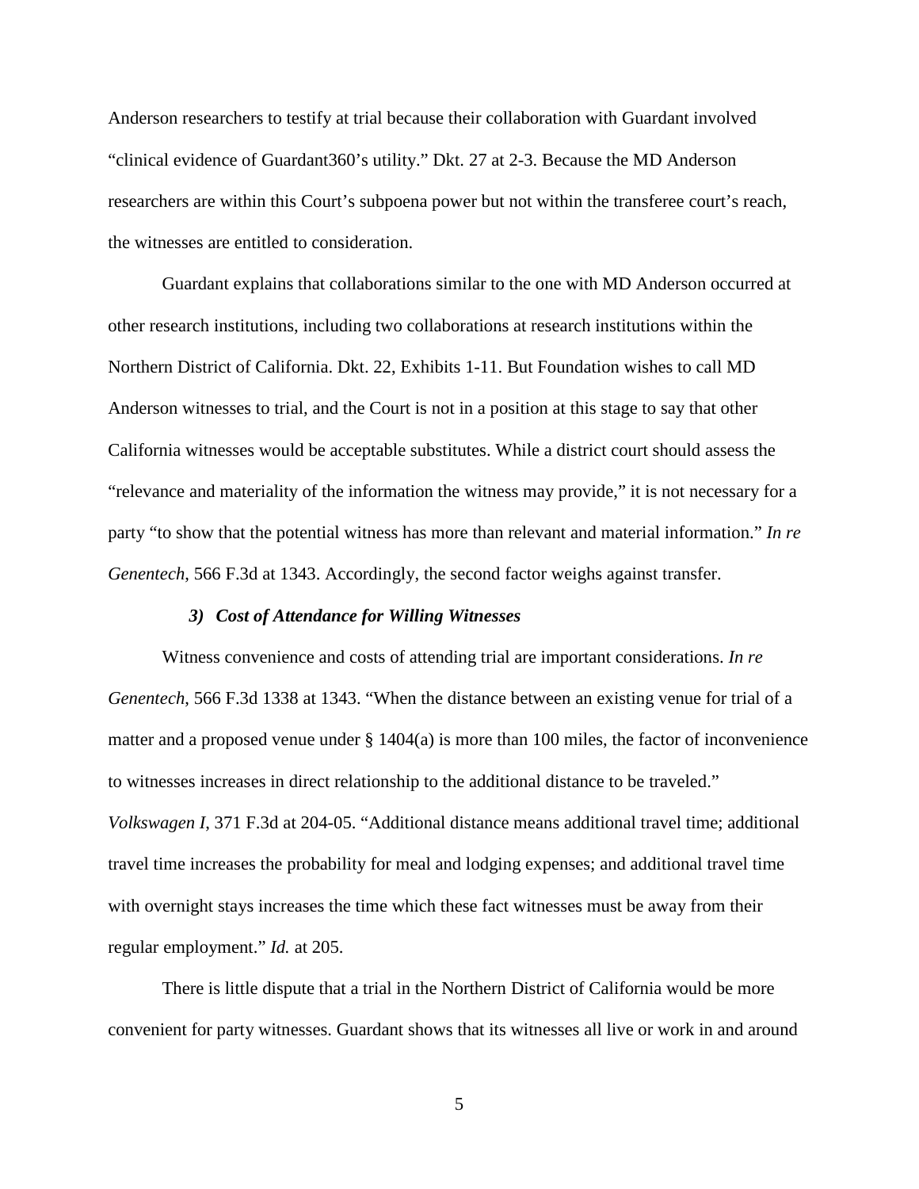Anderson researchers to testify at trial because their collaboration with Guardant involved "clinical evidence of Guardant360's utility." Dkt. 27 at 2-3. Because the MD Anderson researchers are within this Court's subpoena power but not within the transferee court's reach, the witnesses are entitled to consideration.

Guardant explains that collaborations similar to the one with MD Anderson occurred at other research institutions, including two collaborations at research institutions within the Northern District of California. Dkt. 22, Exhibits 1-11. But Foundation wishes to call MD Anderson witnesses to trial, and the Court is not in a position at this stage to say that other California witnesses would be acceptable substitutes. While a district court should assess the "relevance and materiality of the information the witness may provide," it is not necessary for a party "to show that the potential witness has more than relevant and material information." *In re Genentech*, 566 F.3d at 1343. Accordingly, the second factor weighs against transfer.

#### *3) Cost of Attendance for Willing Witnesses*

Witness convenience and costs of attending trial are important considerations. *In re Genentech*, 566 F.3d 1338 at 1343. "When the distance between an existing venue for trial of a matter and a proposed venue under § 1404(a) is more than 100 miles, the factor of inconvenience to witnesses increases in direct relationship to the additional distance to be traveled." *Volkswagen I*, 371 F.3d at 204-05. "Additional distance means additional travel time; additional travel time increases the probability for meal and lodging expenses; and additional travel time with overnight stays increases the time which these fact witnesses must be away from their regular employment." *Id.* at 205.

There is little dispute that a trial in the Northern District of California would be more convenient for party witnesses. Guardant shows that its witnesses all live or work in and around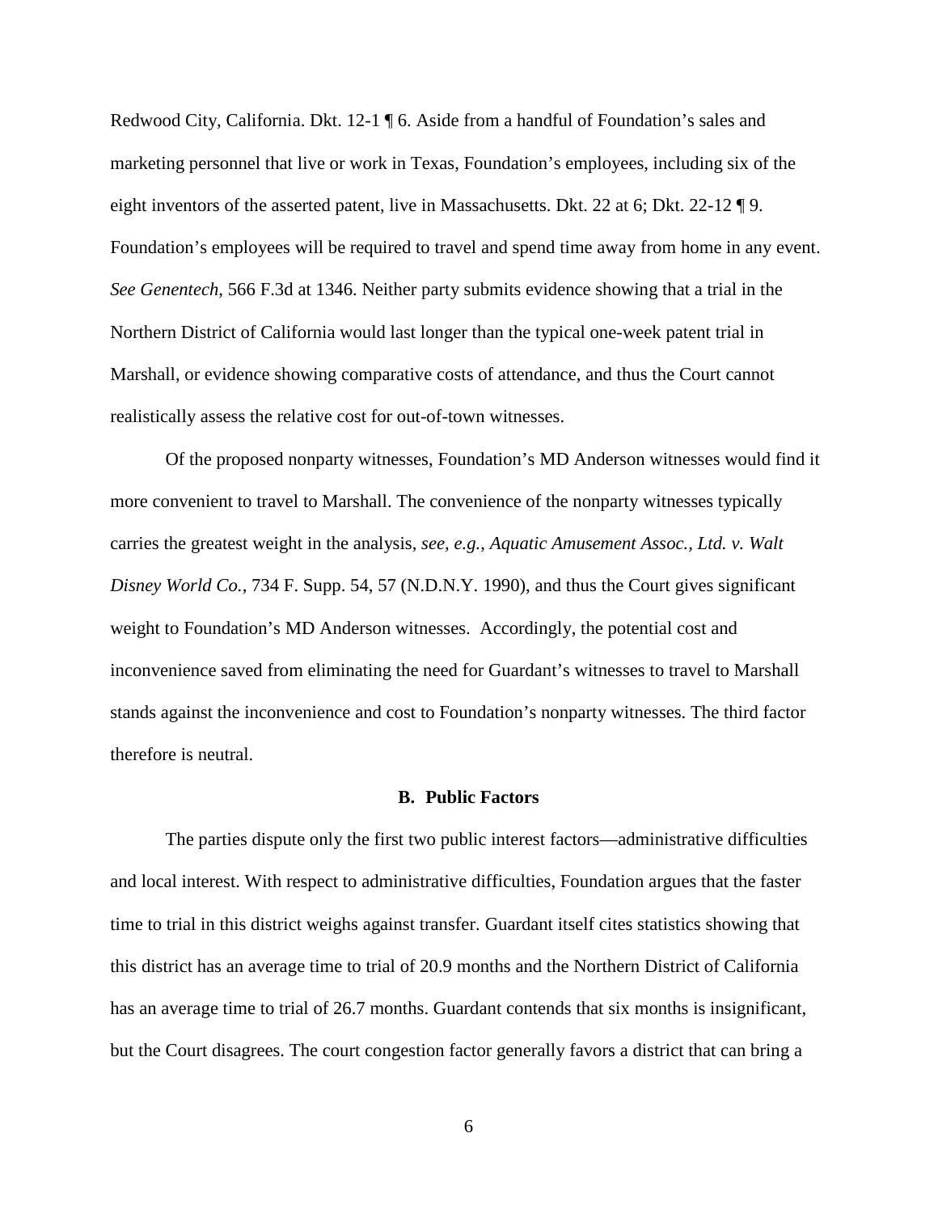Redwood City, California. Dkt. 12-1 ¶ 6. Aside from a handful of Foundation's sales and marketing personnel that live or work in Texas, Foundation's employees, including six of the eight inventors of the asserted patent, live in Massachusetts. Dkt. 22 at 6; Dkt. 22-12 ¶ 9. Foundation's employees will be required to travel and spend time away from home in any event. *See Genentech*, 566 F.3d at 1346. Neither party submits evidence showing that a trial in the Northern District of California would last longer than the typical one-week patent trial in Marshall, or evidence showing comparative costs of attendance, and thus the Court cannot realistically assess the relative cost for out-of-town witnesses.

Of the proposed nonparty witnesses, Foundation's MD Anderson witnesses would find it more convenient to travel to Marshall. The convenience of the nonparty witnesses typically carries the greatest weight in the analysis, *see, e.g.*, *Aquatic Amusement Assoc., Ltd. v. Walt Disney World Co.*, 734 F. Supp. 54, 57 (N.D.N.Y. 1990), and thus the Court gives significant weight to Foundation's MD Anderson witnesses. Accordingly, the potential cost and inconvenience saved from eliminating the need for Guardant's witnesses to travel to Marshall stands against the inconvenience and cost to Foundation's nonparty witnesses. The third factor therefore is neutral.

### B. Public Factors

The parties dispute only the first two public interest factors—administrative difficulties and local interest. With respect to administrative difficulties, Foundation argues that the faster time to trial in this district weighs against transfer. Guardant itself cites statistics showing that this district has an average time to trial of 20.9 months and the Northern District of California has an average time to trial of 26.7 months. Guardant contends that six months is insignificant, but the Court disagrees. The court congestion factor generally favors a district that can bring a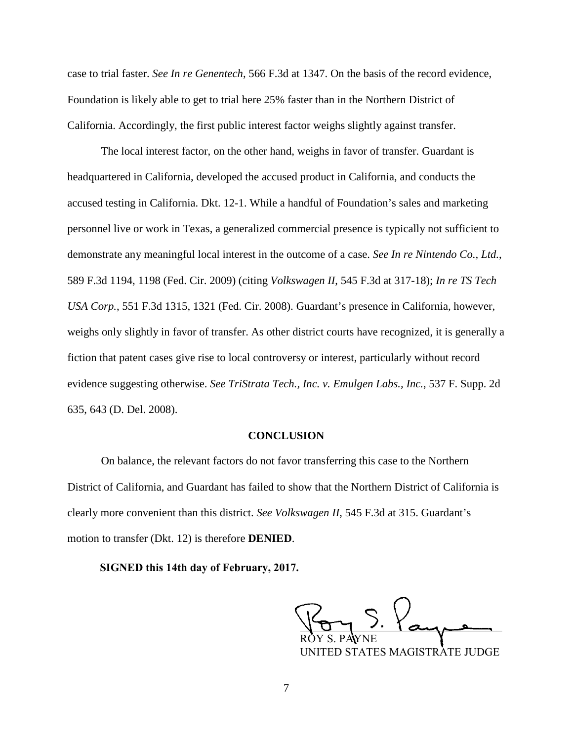case to trial faster. *See In re Genentech*, 566 F.3d at 1347. On the basis of the record evidence, Foundation is likely able to get to trial here 25% faster than in the Northern District of California. Accordingly, the first public interest factor weighs slightly against transfer.

The local interest factor, on the other hand, weighs in favor of transfer. Guardant is headquartered in California, developed the accused product in California, and conducts the accused testing in California. Dkt. 12-1. While a handful of Foundation's sales and marketing personnel live or work in Texas, a generalized commercial presence is typically not sufficient to demonstrate any meaningful local interest in the outcome of a case. *See In re Nintendo Co., Ltd.*, 589 F.3d 1194, 1198 (Fed. Cir. 2009) (citing *Volkswagen II*, 545 F.3d at 317-18); *In re TS Tech USA Corp.*, 551 F.3d 1315, 1321 (Fed. Cir. 2008). Guardant's presence in California, however, weighs only slightly in favor of transfer. As other district courts have recognized, it is generally a fiction that patent cases give rise to local controversy or interest, particularly without record evidence suggesting otherwise. *See TriStrata Tech., Inc. v. Emulgen Labs., Inc.*, 537 F. Supp. 2d 635, 643 (D. Del. 2008).

## CONCLUSION

On balance, the relevant factors do not favor transferring this case to the Northern District of California, and Guardant has failed to show that the Northern District of California is clearly more convenient than this district. *See Volkswagen II*, 545 F.3d at 315. Guardant's motion to transfer (Dkt. 12) is therefore **DENIED**.

**SIGNED this 14th day of February, 2017.**

ROY S. PAYNE
UNITED STATES MAGISTRATE JUDGE